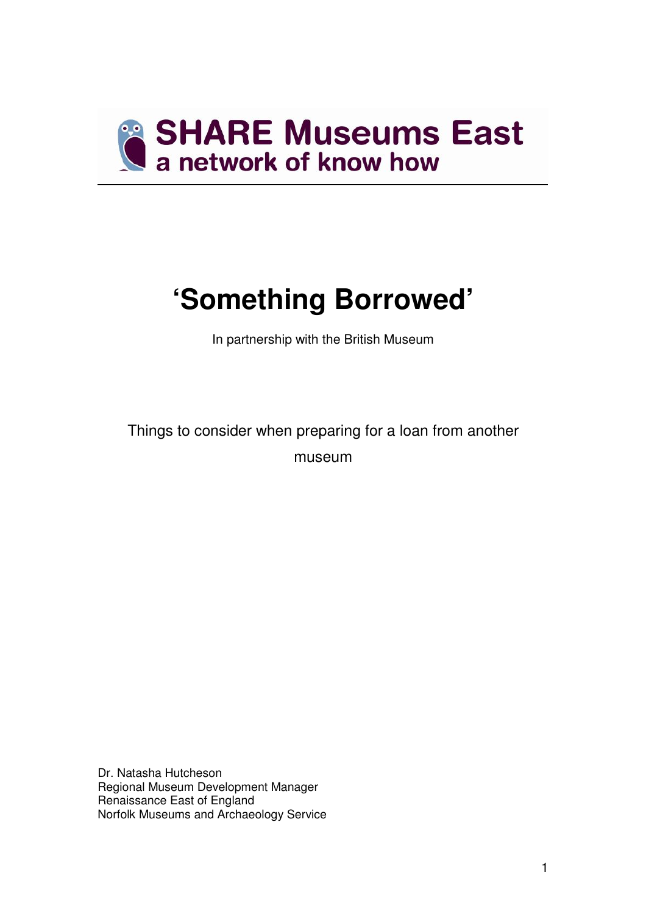**SHARE Museums East**
**a network of know how**

# 'Something Borrowed'

In partnership with the British Museum

Things to consider when preparing for a loan from another museum

Dr. Natasha Hutcheson
Regional Museum Development Manager
Renaissance East of England
Norfolk Museums and Archaeology Service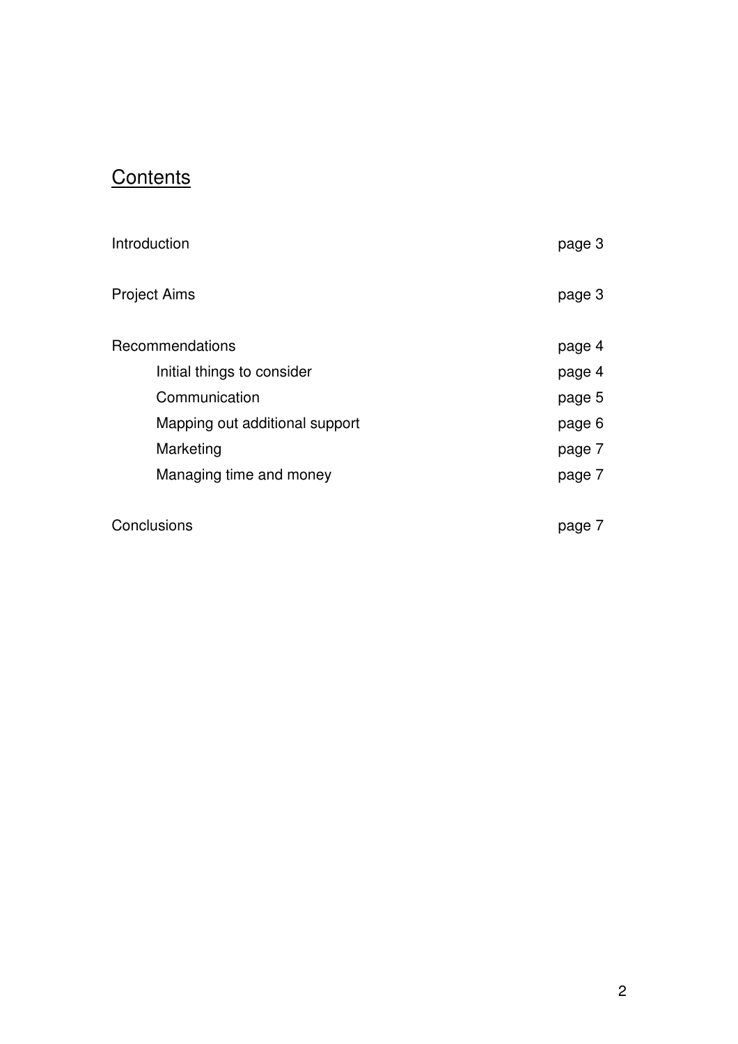## Contents

| | |
|---|---|
| Introduction | page 3 |
| Project Aims | page 3 |
| Recommendations | page 4 |
| Initial things to consider | page 4 |
| Communication | page 5 |
| Mapping out additional support | page 6 |
| Marketing | page 7 |
| Managing time and money | page 7 |
| Conclusions | page 7 |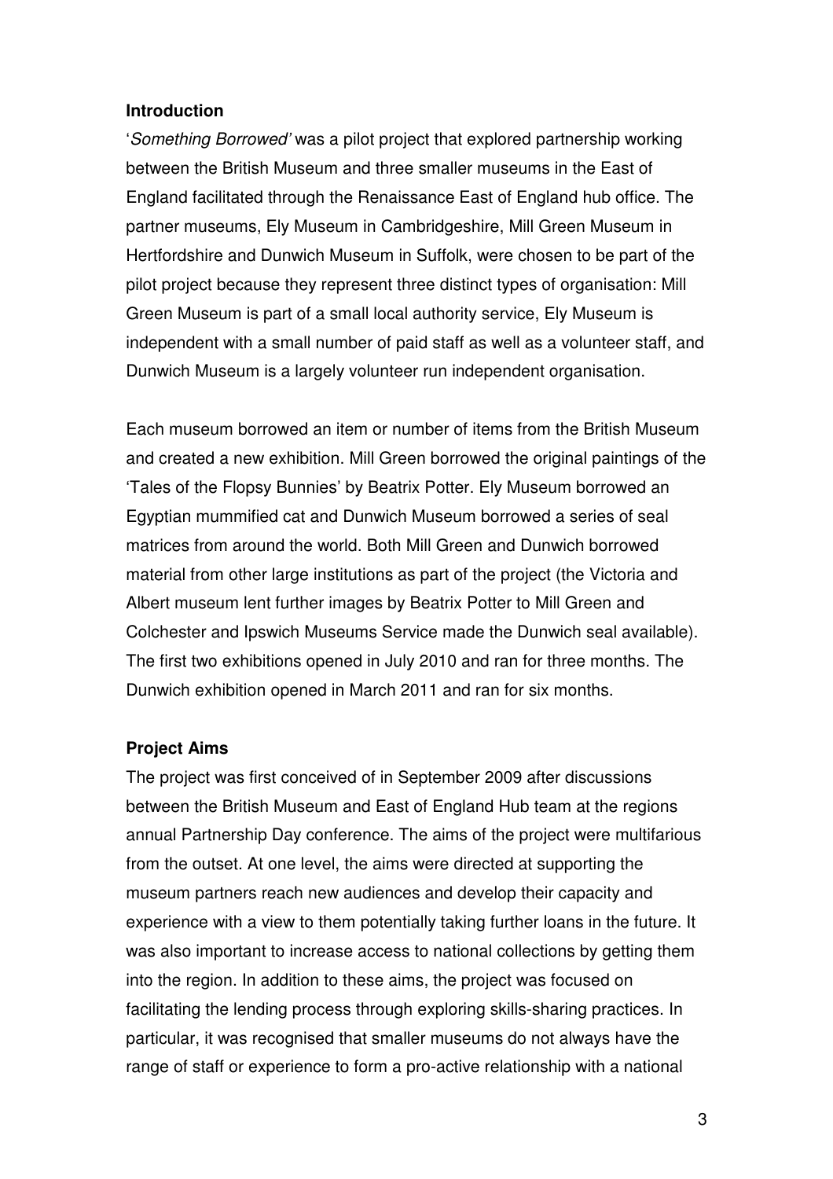## Introduction

'*Something Borrowed'* was a pilot project that explored partnership working between the British Museum and three smaller museums in the East of England facilitated through the Renaissance East of England hub office. The partner museums, Ely Museum in Cambridgeshire, Mill Green Museum in Hertfordshire and Dunwich Museum in Suffolk, were chosen to be part of the pilot project because they represent three distinct types of organisation: Mill Green Museum is part of a small local authority service, Ely Museum is independent with a small number of paid staff as well as a volunteer staff, and Dunwich Museum is a largely volunteer run independent organisation.

Each museum borrowed an item or number of items from the British Museum and created a new exhibition. Mill Green borrowed the original paintings of the 'Tales of the Flopsy Bunnies' by Beatrix Potter. Ely Museum borrowed an Egyptian mummified cat and Dunwich Museum borrowed a series of seal matrices from around the world. Both Mill Green and Dunwich borrowed material from other large institutions as part of the project (the Victoria and Albert museum lent further images by Beatrix Potter to Mill Green and Colchester and Ipswich Museums Service made the Dunwich seal available). The first two exhibitions opened in July 2010 and ran for three months. The Dunwich exhibition opened in March 2011 and ran for six months.

## Project Aims

The project was first conceived of in September 2009 after discussions between the British Museum and East of England Hub team at the regions annual Partnership Day conference. The aims of the project were multifarious from the outset. At one level, the aims were directed at supporting the museum partners reach new audiences and develop their capacity and experience with a view to them potentially taking further loans in the future. It was also important to increase access to national collections by getting them into the region. In addition to these aims, the project was focused on facilitating the lending process through exploring skills-sharing practices. In particular, it was recognised that smaller museums do not always have the range of staff or experience to form a pro-active relationship with a national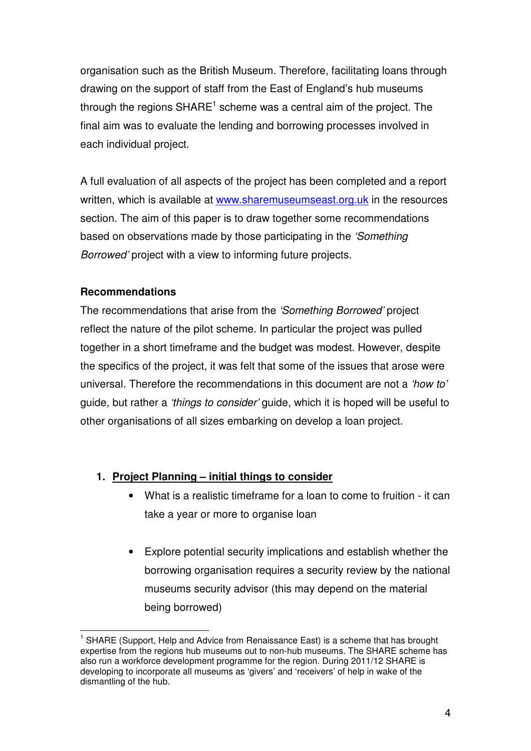organisation such as the British Museum. Therefore, facilitating loans through drawing on the support of staff from the East of England's hub museums through the regions SHARE[1] scheme was a central aim of the project. The final aim was to evaluate the lending and borrowing processes involved in each individual project.

A full evaluation of all aspects of the project has been completed and a report written, which is available at [www.sharemuseumseast.org.uk](http://www.sharemuseumseast.org.uk) in the resources section. The aim of this paper is to draw together some recommendations based on observations made by those participating in the *'Something Borrowed'* project with a view to informing future projects.

**Recommendations**

The recommendations that arise from the *'Something Borrowed'* project reflect the nature of the pilot scheme. In particular the project was pulled together in a short timeframe and the budget was modest. However, despite the specifics of the project, it was felt that some of the issues that arose were universal. Therefore the recommendations in this document are not a *'how to'* guide, but rather a *'things to consider'* guide, which it is hoped will be useful to other organisations of all sizes embarking on develop a loan project.

1. **<u>Project Planning – initial things to consider</u>**
    - What is a realistic timeframe for a loan to come to fruition - it can take a year or more to organise loan
    - Explore potential security implications and establish whether the borrowing organisation requires a security review by the national museums security advisor (this may depend on the material being borrowed)

---

[1] SHARE (Support, Help and Advice from Renaissance East) is a scheme that has brought expertise from the regions hub museums out to non-hub museums. The SHARE scheme has also run a workforce development programme for the region. During 2011/12 SHARE is developing to incorporate all museums as 'givers' and 'receivers' of help in wake of the dismantling of the hub.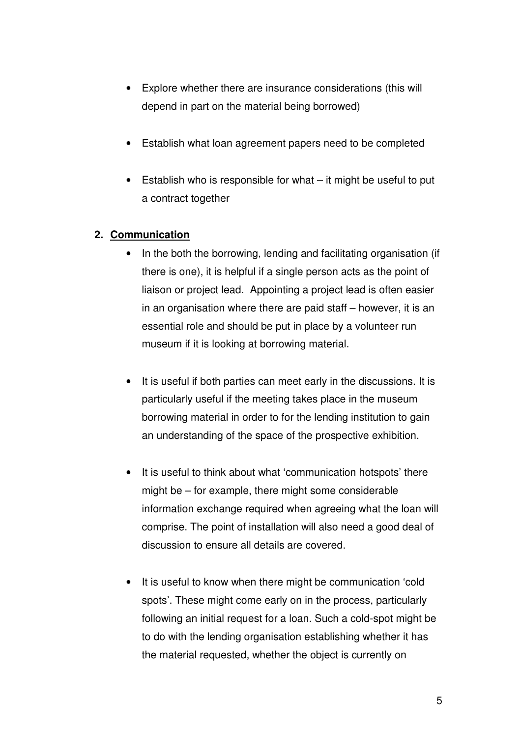- Explore whether there are insurance considerations (this will depend in part on the material being borrowed)

- Establish what loan agreement papers need to be completed

- Establish who is responsible for what – it might be useful to put a contract together

**2. Communication**

- In the both the borrowing, lending and facilitating organisation (if there is one), it is helpful if a single person acts as the point of liaison or project lead. Appointing a project lead is often easier in an organisation where there are paid staff – however, it is an essential role and should be put in place by a volunteer run museum if it is looking at borrowing material.

- It is useful if both parties can meet early in the discussions. It is particularly useful if the meeting takes place in the museum borrowing material in order to for the lending institution to gain an understanding of the space of the prospective exhibition.

- It is useful to think about what 'communication hotspots' there might be – for example, there might some considerable information exchange required when agreeing what the loan will comprise. The point of installation will also need a good deal of discussion to ensure all details are covered.

- It is useful to know when there might be communication 'cold spots'. These might come early on in the process, particularly following an initial request for a loan. Such a cold-spot might be to do with the lending organisation establishing whether it has the material requested, whether the object is currently on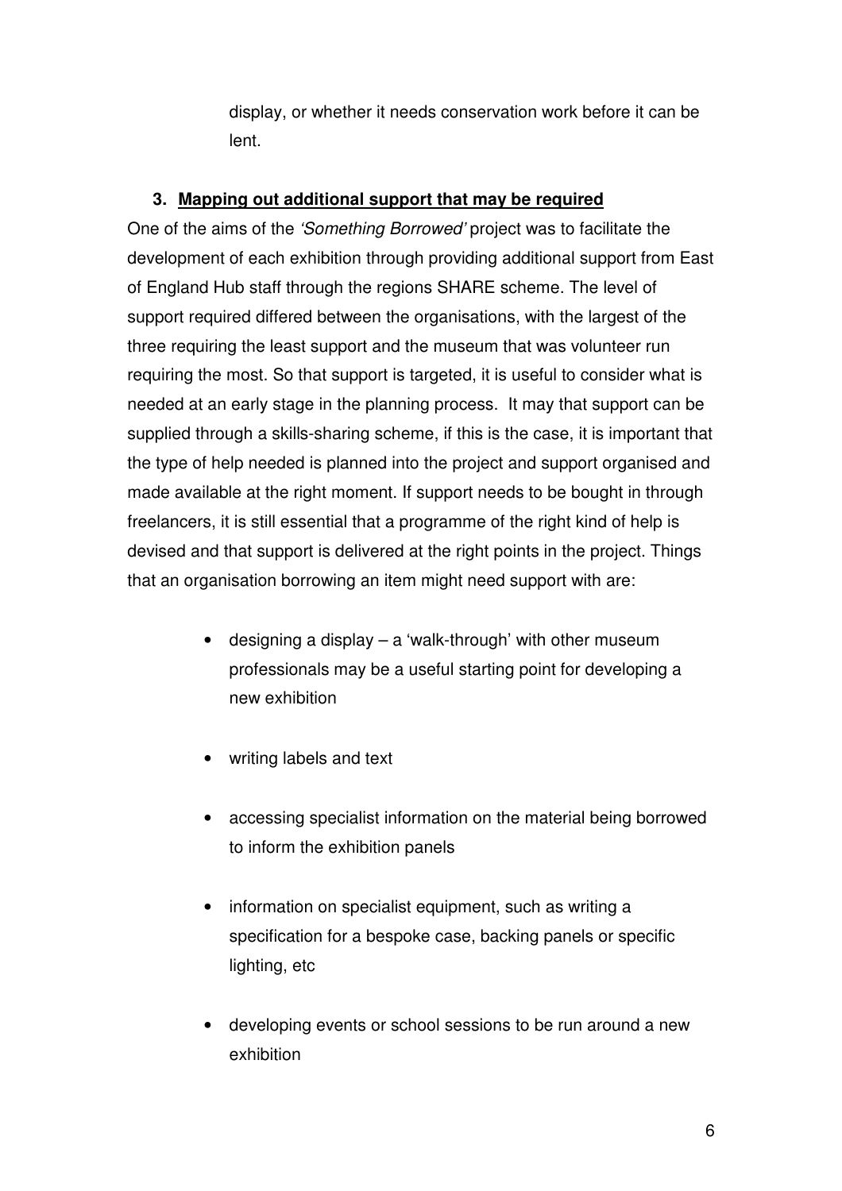display, or whether it needs conservation work before it can be lent.

### 3. Mapping out additional support that may be required

One of the aims of the *'Something Borrowed'* project was to facilitate the development of each exhibition through providing additional support from East of England Hub staff through the regions SHARE scheme. The level of support required differed between the organisations, with the largest of the three requiring the least support and the museum that was volunteer run requiring the most. So that support is targeted, it is useful to consider what is needed at an early stage in the planning process. It may that support can be supplied through a skills-sharing scheme, if this is the case, it is important that the type of help needed is planned into the project and support organised and made available at the right moment. If support needs to be bought in through freelancers, it is still essential that a programme of the right kind of help is devised and that support is delivered at the right points in the project. Things that an organisation borrowing an item might need support with are:

- designing a display – a 'walk-through' with other museum professionals may be a useful starting point for developing a new exhibition
- writing labels and text
- accessing specialist information on the material being borrowed to inform the exhibition panels
- information on specialist equipment, such as writing a specification for a bespoke case, backing panels or specific lighting, etc
- developing events or school sessions to be run around a new exhibition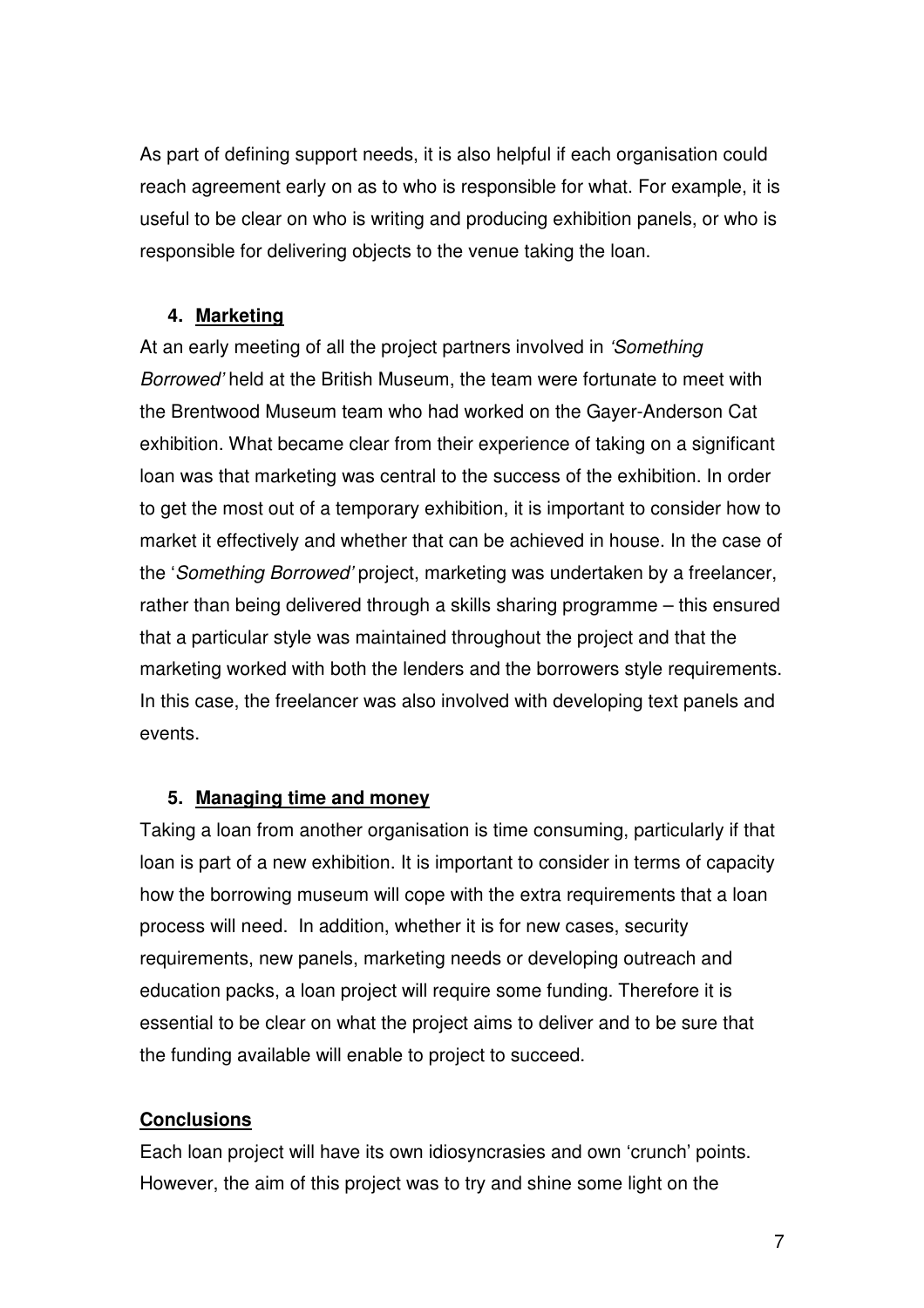As part of defining support needs, it is also helpful if each organisation could reach agreement early on as to who is responsible for what. For example, it is useful to be clear on who is writing and producing exhibition panels, or who is responsible for delivering objects to the venue taking the loan.

4. **Marketing**

At an early meeting of all the project partners involved in *'Something Borrowed'* held at the British Museum, the team were fortunate to meet with the Brentwood Museum team who had worked on the Gayer-Anderson Cat exhibition. What became clear from their experience of taking on a significant loan was that marketing was central to the success of the exhibition. In order to get the most out of a temporary exhibition, it is important to consider how to market it effectively and whether that can be achieved in house. In the case of the '*Something Borrowed'* project, marketing was undertaken by a freelancer, rather than being delivered through a skills sharing programme – this ensured that a particular style was maintained throughout the project and that the marketing worked with both the lenders and the borrowers style requirements. In this case, the freelancer was also involved with developing text panels and events.

5. **Managing time and money**

Taking a loan from another organisation is time consuming, particularly if that loan is part of a new exhibition. It is important to consider in terms of capacity how the borrowing museum will cope with the extra requirements that a loan process will need. In addition, whether it is for new cases, security requirements, new panels, marketing needs or developing outreach and education packs, a loan project will require some funding. Therefore it is essential to be clear on what the project aims to deliver and to be sure that the funding available will enable to project to succeed.

**Conclusions**

Each loan project will have its own idiosyncrasies and own 'crunch' points. However, the aim of this project was to try and shine some light on the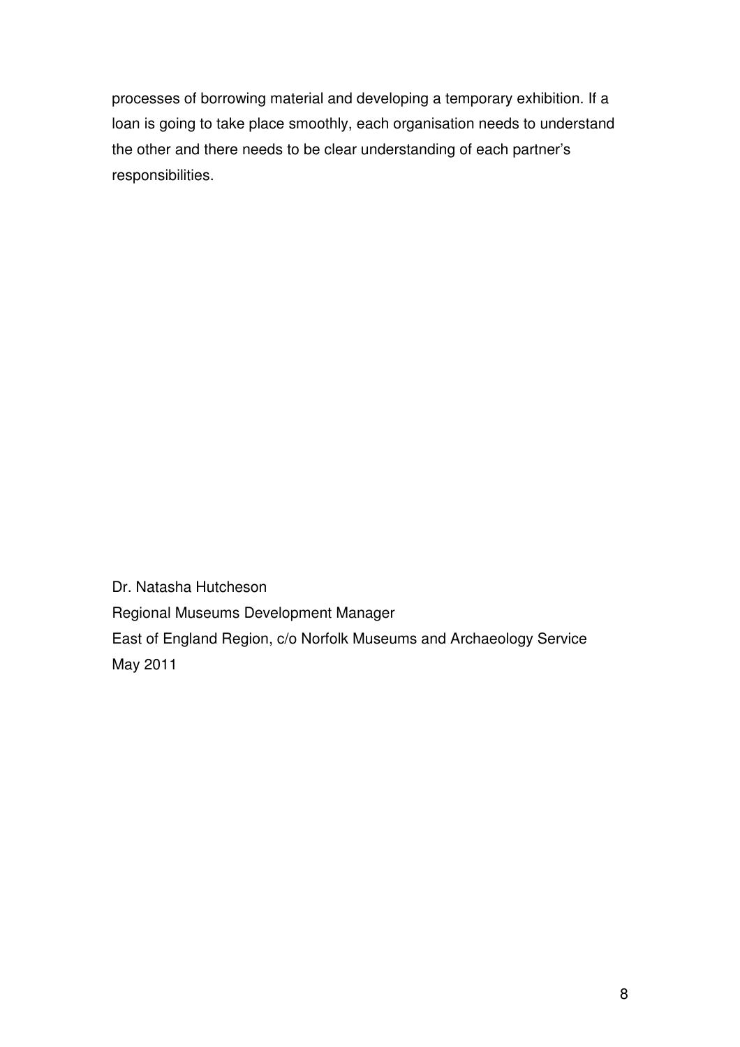processes of borrowing material and developing a temporary exhibition. If a loan is going to take place smoothly, each organisation needs to understand the other and there needs to be clear understanding of each partner's responsibilities.

Dr. Natasha Hutcheson
Regional Museums Development Manager
East of England Region, c/o Norfolk Museums and Archaeology Service
May 2011